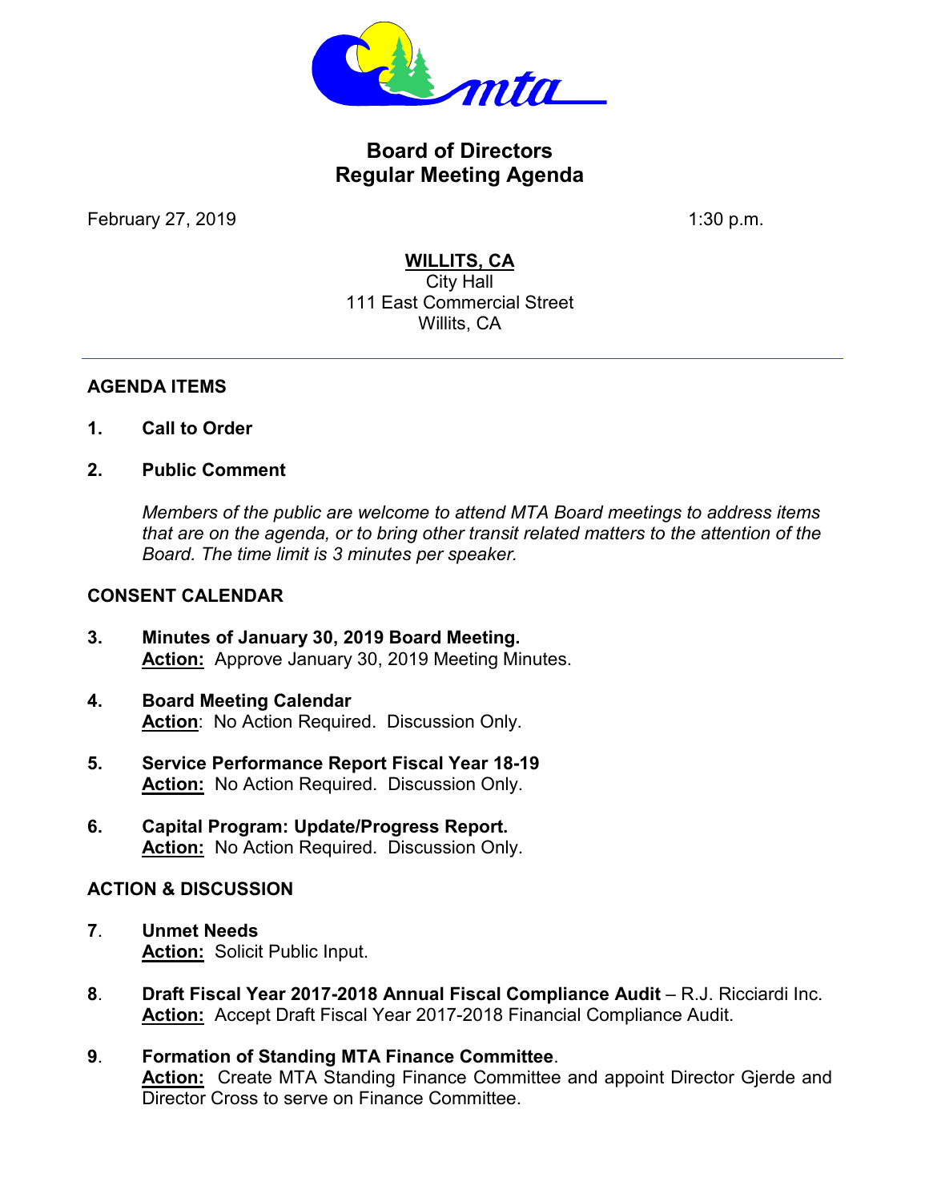# Board of Directors
# Regular Meeting Agenda

February 27, 2019 1:30 p.m.

**WILLITS, CA**
City Hall
111 East Commercial Street
Willits, CA

---

## AGENDA ITEMS

**1. Call to Order**

**2. Public Comment**

*Members of the public are welcome to attend MTA Board meetings to address items that are on the agenda, or to bring other transit related matters to the attention of the Board. The time limit is 3 minutes per speaker.*

## CONSENT CALENDAR

**3. Minutes of January 30, 2019 Board Meeting.**
**Action:** Approve January 30, 2019 Meeting Minutes.

**4. Board Meeting Calendar**
**Action**: No Action Required. Discussion Only.

**5. Service Performance Report Fiscal Year 18-19**
**Action:** No Action Required. Discussion Only.

**6. Capital Program: Update/Progress Report.**
**Action:** No Action Required. Discussion Only.

## ACTION & DISCUSSION

**7. Unmet Needs**
**Action:** Solicit Public Input.

**8. Draft Fiscal Year 2017-2018 Annual Fiscal Compliance Audit** – R.J. Ricciardi Inc.
**Action:** Accept Draft Fiscal Year 2017-2018 Financial Compliance Audit.

**9. Formation of Standing MTA Finance Committee**.
**Action:** Create MTA Standing Finance Committee and appoint Director Gjerde and Director Cross to serve on Finance Committee.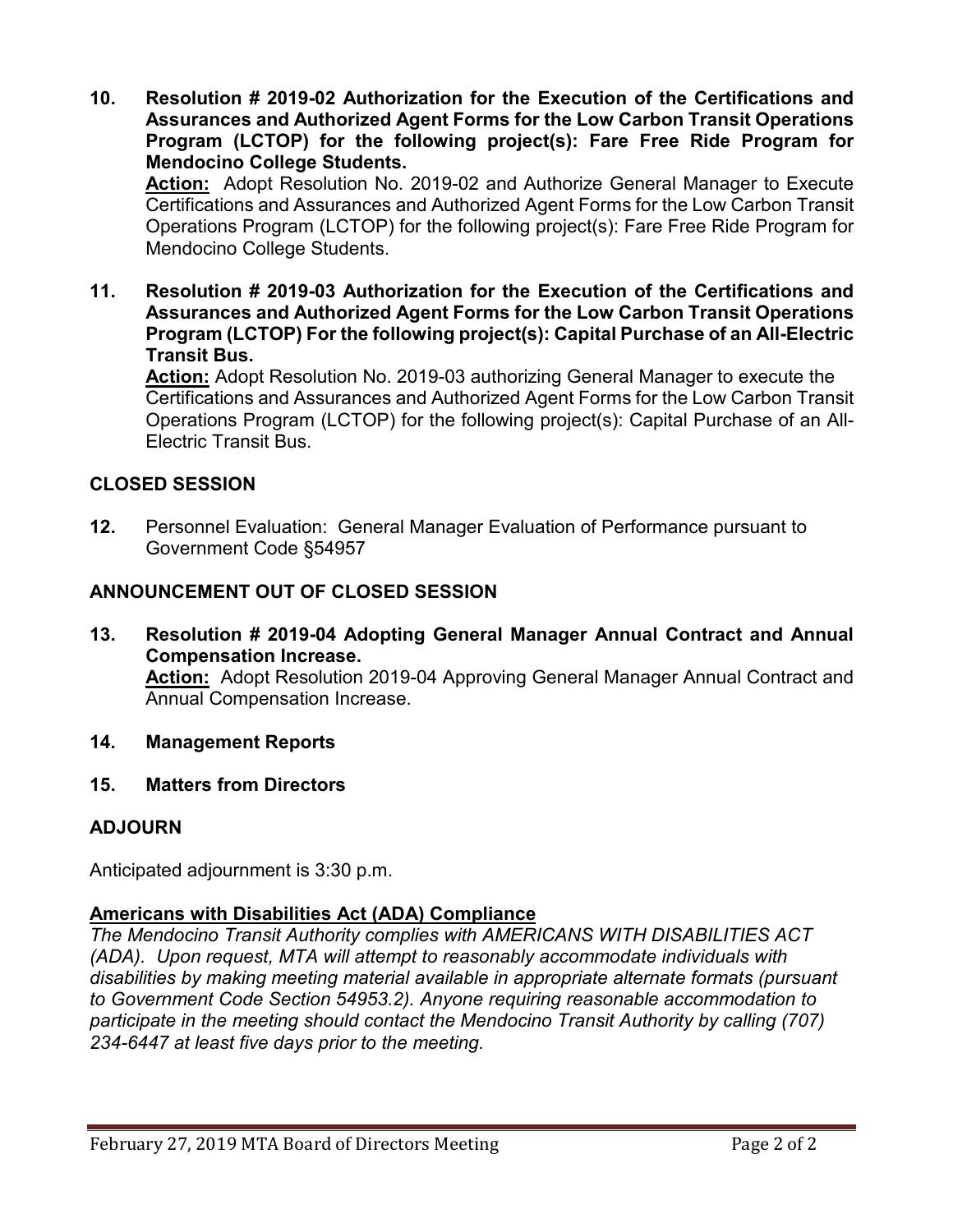**10. Resolution # 2019-02 Authorization for the Execution of the Certifications and Assurances and Authorized Agent Forms for the Low Carbon Transit Operations Program (LCTOP) for the following project(s): Fare Free Ride Program for Mendocino College Students.**

**Action:** Adopt Resolution No. 2019-02 and Authorize General Manager to Execute Certifications and Assurances and Authorized Agent Forms for the Low Carbon Transit Operations Program (LCTOP) for the following project(s): Fare Free Ride Program for Mendocino College Students.

**11. Resolution # 2019-03 Authorization for the Execution of the Certifications and Assurances and Authorized Agent Forms for the Low Carbon Transit Operations Program (LCTOP) For the following project(s): Capital Purchase of an All-Electric Transit Bus.**

**Action:** Adopt Resolution No. 2019-03 authorizing General Manager to execute the Certifications and Assurances and Authorized Agent Forms for the Low Carbon Transit Operations Program (LCTOP) for the following project(s): Capital Purchase of an All-Electric Transit Bus.

## CLOSED SESSION

**12.** Personnel Evaluation: General Manager Evaluation of Performance pursuant to Government Code §54957

## ANNOUNCEMENT OUT OF CLOSED SESSION

**13. Resolution # 2019-04 Adopting General Manager Annual Contract and Annual Compensation Increase.**

**Action:** Adopt Resolution 2019-04 Approving General Manager Annual Contract and Annual Compensation Increase.

**14. Management Reports**

**15. Matters from Directors**

## ADJOURN

Anticipated adjournment is 3:30 p.m.

**Americans with Disabilities Act (ADA) Compliance**

*The Mendocino Transit Authority complies with AMERICANS WITH DISABILITIES ACT (ADA). Upon request, MTA will attempt to reasonably accommodate individuals with disabilities by making meeting material available in appropriate alternate formats (pursuant to Government Code Section 54953.2). Anyone requiring reasonable accommodation to participate in the meeting should contact the Mendocino Transit Authority by calling (707) 234-6447 at least five days prior to the meeting.*